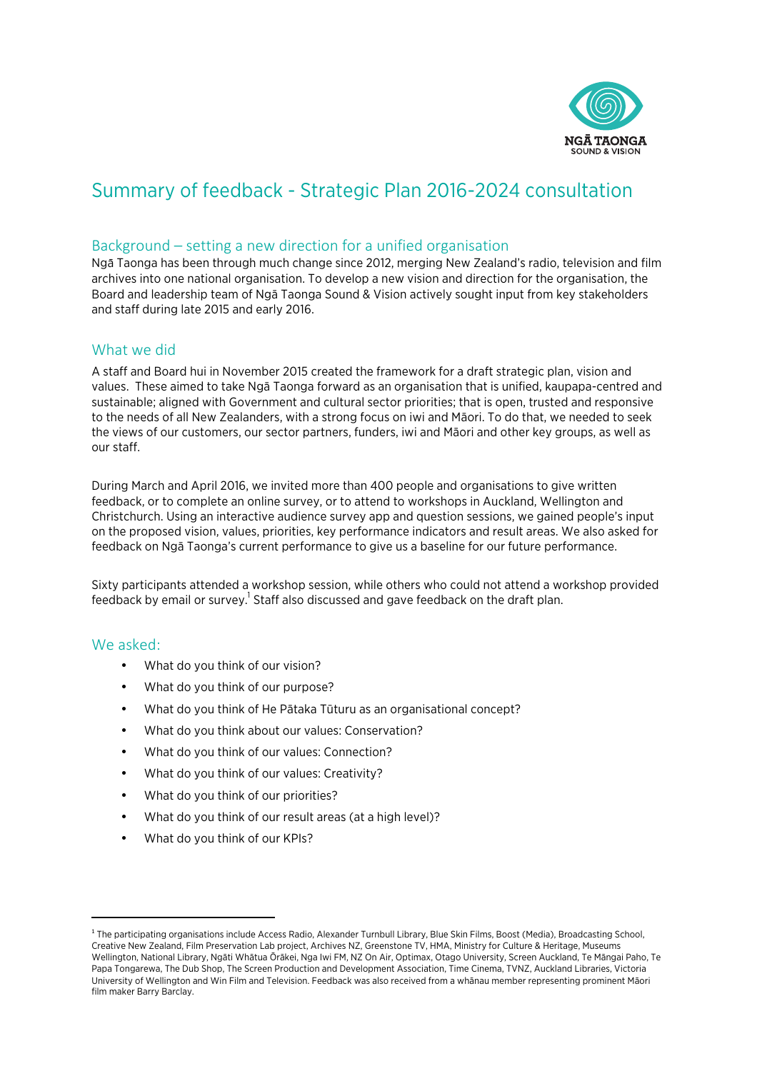# Summary of feedback - Strategic Plan 2016-2024 consultation

## Background – setting a new direction for a unified organisation

Ngā Taonga has been through much change since 2012, merging New Zealand's radio, television and film archives into one national organisation. To develop a new vision and direction for the organisation, the Board and leadership team of Ngā Taonga Sound & Vision actively sought input from key stakeholders and staff during late 2015 and early 2016.

## What we did

A staff and Board hui in November 2015 created the framework for a draft strategic plan, vision and values. These aimed to take Ngā Taonga forward as an organisation that is unified, kaupapa-centred and sustainable; aligned with Government and cultural sector priorities; that is open, trusted and responsive to the needs of all New Zealanders, with a strong focus on iwi and Māori. To do that, we needed to seek the views of our customers, our sector partners, funders, iwi and Māori and other key groups, as well as our staff.

During March and April 2016, we invited more than 400 people and organisations to give written feedback, or to complete an online survey, or to attend to workshops in Auckland, Wellington and Christchurch. Using an interactive audience survey app and question sessions, we gained people's input on the proposed vision, values, priorities, key performance indicators and result areas. We also asked for feedback on Ngā Taonga's current performance to give us a baseline for our future performance.

Sixty participants attended a workshop session, while others who could not attend a workshop provided feedback by email or survey.[1] Staff also discussed and gave feedback on the draft plan.

## We asked:

- What do you think of our vision?
- What do you think of our purpose?
- What do you think of He Pātaka Tūturu as an organisational concept?
- What do you think about our values: Conservation?
- What do you think of our values: Connection?
- What do you think of our values: Creativity?
- What do you think of our priorities?
- What do you think of our result areas (at a high level)?
- What do you think of our KPIs?

---

[1] The participating organisations include Access Radio, Alexander Turnbull Library, Blue Skin Films, Boost (Media), Broadcasting School, Creative New Zealand, Film Preservation Lab project, Archives NZ, Greenstone TV, HMA, Ministry for Culture & Heritage, Museums Wellington, National Library, Ngāti Whātua Ōrākei, Nga Iwi FM, NZ On Air, Optimax, Otago University, Screen Auckland, Te Māngai Paho, Te Papa Tongarewa, The Dub Shop, The Screen Production and Development Association, Time Cinema, TVNZ, Auckland Libraries, Victoria University of Wellington and Win Film and Television. Feedback was also received from a whānau member representing prominent Māori film maker Barry Barclay.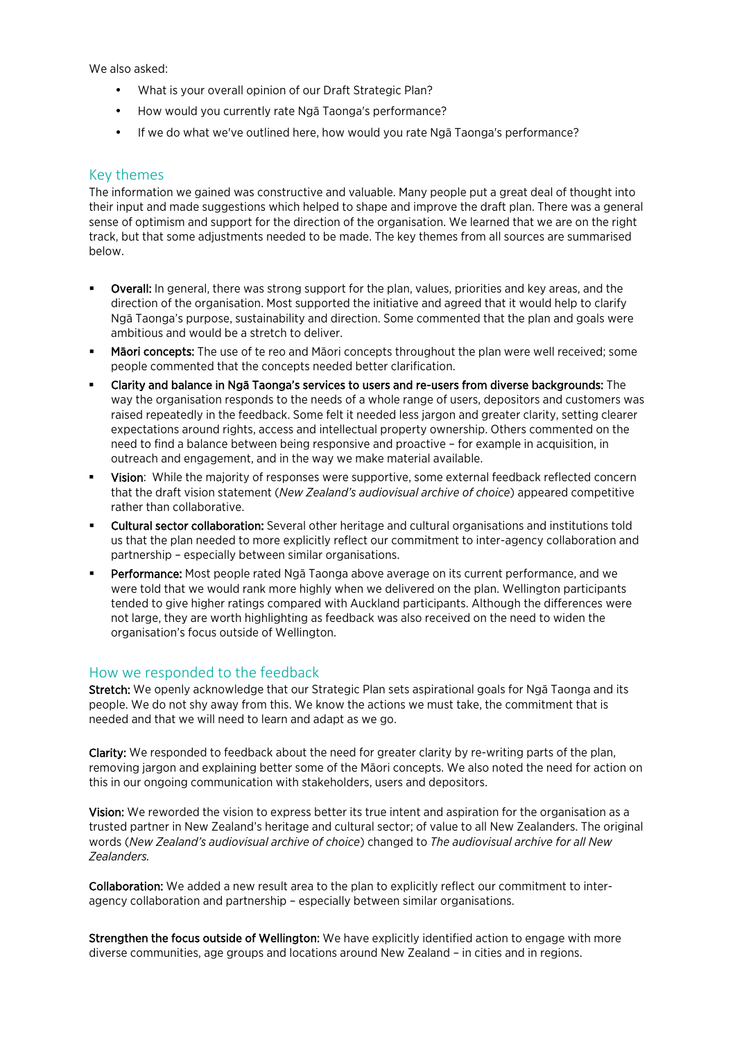We also asked:

- What is your overall opinion of our Draft Strategic Plan?
- How would you currently rate Ngā Taonga's performance?
- If we do what we've outlined here, how would you rate Ngā Taonga's performance?

## Key themes

The information we gained was constructive and valuable. Many people put a great deal of thought into their input and made suggestions which helped to shape and improve the draft plan. There was a general sense of optimism and support for the direction of the organisation. We learned that we are on the right track, but that some adjustments needed to be made. The key themes from all sources are summarised below.

- **Overall:** In general, there was strong support for the plan, values, priorities and key areas, and the direction of the organisation. Most supported the initiative and agreed that it would help to clarify Ngā Taonga's purpose, sustainability and direction. Some commented that the plan and goals were ambitious and would be a stretch to deliver.
- **Māori concepts:** The use of te reo and Māori concepts throughout the plan were well received; some people commented that the concepts needed better clarification.
- **Clarity and balance in Ngā Taonga's services to users and re-users from diverse backgrounds:** The way the organisation responds to the needs of a whole range of users, depositors and customers was raised repeatedly in the feedback. Some felt it needed less jargon and greater clarity, setting clearer expectations around rights, access and intellectual property ownership. Others commented on the need to find a balance between being responsive and proactive – for example in acquisition, in outreach and engagement, and in the way we make material available.
- **Vision**: While the majority of responses were supportive, some external feedback reflected concern that the draft vision statement (*New Zealand's audiovisual archive of choice*) appeared competitive rather than collaborative.
- **Cultural sector collaboration:** Several other heritage and cultural organisations and institutions told us that the plan needed to more explicitly reflect our commitment to inter-agency collaboration and partnership – especially between similar organisations.
- **Performance:** Most people rated Ngā Taonga above average on its current performance, and we were told that we would rank more highly when we delivered on the plan. Wellington participants tended to give higher ratings compared with Auckland participants. Although the differences were not large, they are worth highlighting as feedback was also received on the need to widen the organisation's focus outside of Wellington.

## How we responded to the feedback

**Stretch:** We openly acknowledge that our Strategic Plan sets aspirational goals for Ngā Taonga and its people. We do not shy away from this. We know the actions we must take, the commitment that is needed and that we will need to learn and adapt as we go.

**Clarity:** We responded to feedback about the need for greater clarity by re-writing parts of the plan, removing jargon and explaining better some of the Māori concepts. We also noted the need for action on this in our ongoing communication with stakeholders, users and depositors.

**Vision:** We reworded the vision to express better its true intent and aspiration for the organisation as a trusted partner in New Zealand's heritage and cultural sector; of value to all New Zealanders. The original words (*New Zealand's audiovisual archive of choice*) changed to *The audiovisual archive for all New Zealanders.*

**Collaboration:** We added a new result area to the plan to explicitly reflect our commitment to inter-agency collaboration and partnership – especially between similar organisations.

**Strengthen the focus outside of Wellington:** We have explicitly identified action to engage with more diverse communities, age groups and locations around New Zealand – in cities and in regions.